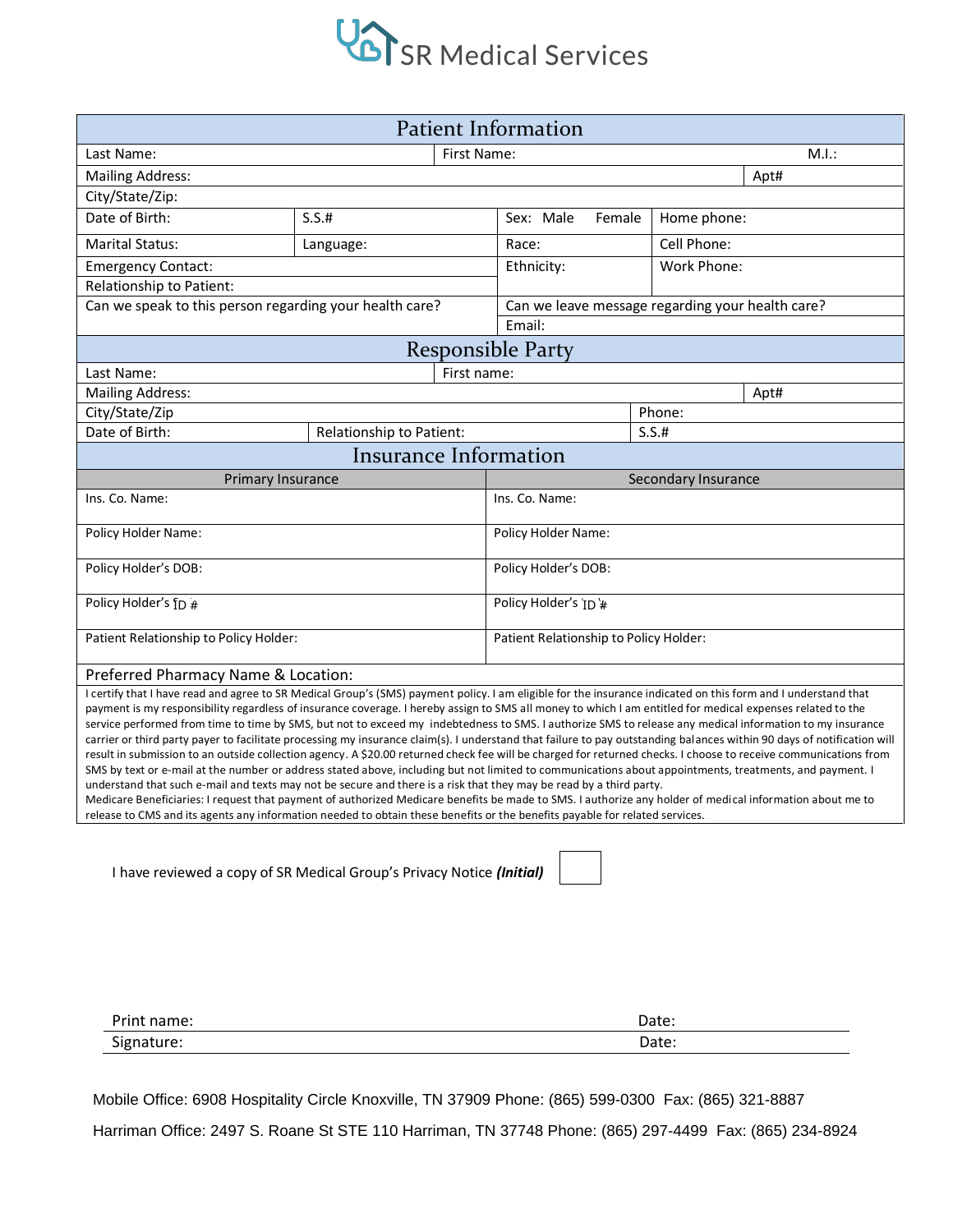# SR Medical Services

## Patient Information

| | | | |
|---|---|---|---|
| Last Name: | | First Name: | M.I.: |
| Mailing Address: | | | Apt# |
| City/State/Zip: | | | |
| Date of Birth: | S.S.# | Sex: Male Female | Home phone: |
| Marital Status: | Language: | Race: | Cell Phone: |
| Emergency Contact: | | Ethnicity: | Work Phone: |
| Relationship to Patient: | | | |
| Can we speak to this person regarding your health care? | | Can we leave message regarding your health care? | |
| | | Email: | |

## Responsible Party

| | | |
|---|---|---|
| Last Name: | First name: | |
| Mailing Address: | | Apt# |
| City/State/Zip | | Phone: |
| Date of Birth: | Relationship to Patient: | S.S.# |

## Insurance Information

| Primary Insurance | Secondary Insurance |
|---|---|
| Ins. Co. Name: | Ins. Co. Name: |
| Policy Holder Name: | Policy Holder Name: |
| Policy Holder's DOB: | Policy Holder's DOB: |
| Policy Holder's ID # | Policy Holder's ID # |
| Patient Relationship to Policy Holder: | Patient Relationship to Policy Holder: |

Preferred Pharmacy Name & Location:

I certify that I have read and agree to SR Medical Group's (SMS) payment policy. I am eligible for the insurance indicated on this form and I understand that payment is my responsibility regardless of insurance coverage. I hereby assign to SMS all money to which I am entitled for medical expenses related to the service performed from time to time by SMS, but not to exceed my indebtedness to SMS. I authorize SMS to release any medical information to my insurance carrier or third party payer to facilitate processing my insurance claim(s). I understand that failure to pay outstanding balances within 90 days of notification will result in submission to an outside collection agency. A $20.00 returned check fee will be charged for returned checks. I choose to receive communications from SMS by text or e-mail at the number or address stated above, including but not limited to communications about appointments, treatments, and payment. I understand that such e-mail and texts may not be secure and there is a risk that they may be read by a third party.

Medicare Beneficiaries: I request that payment of authorized Medicare benefits be made to SMS. I authorize any holder of medical information about me to release to CMS and its agents any information needed to obtain these benefits or the benefits payable for related services.

I have reviewed a copy of SR Medical Group's Privacy Notice ***(Initial)*** ☐

Print name: Date:

Signature: Date:

Mobile Office: 6908 Hospitality Circle Knoxville, TN 37909 Phone: (865) 599-0300 Fax: (865) 321-8887

Harriman Office: 2497 S. Roane St STE 110 Harriman, TN 37748 Phone: (865) 297-4499 Fax: (865) 234-8924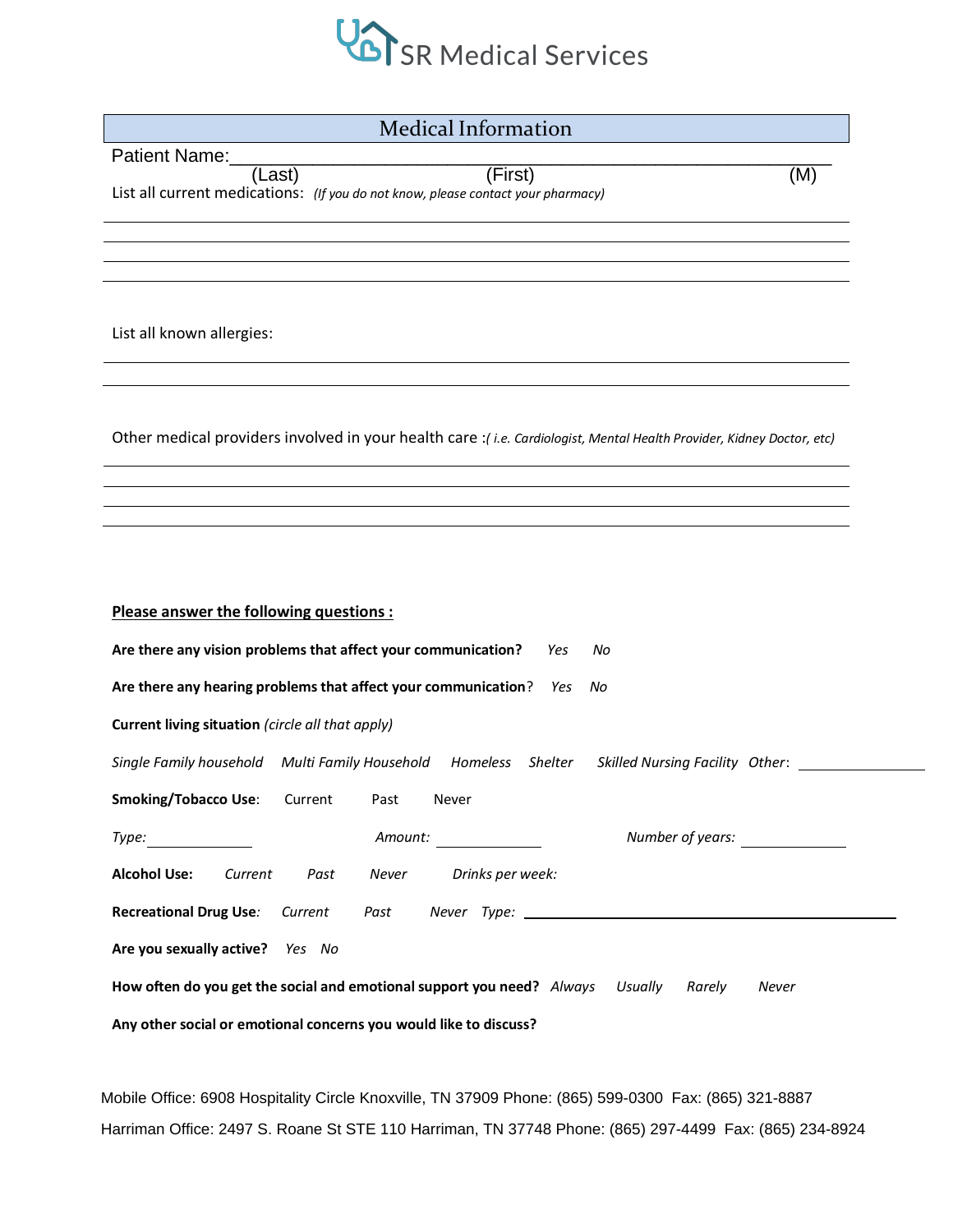# SR Medical Services

## Medical Information

Patient Name:\_\_\_\_\_\_\_\_\_\_\_\_\_\_\_\_\_\_\_\_\_\_\_\_\_\_\_\_\_\_\_\_\_\_\_\_\_\_\_\_\_\_\_\_\_\_\_\_\_\_\_\_

(Last) (First) (M)

List all current medications: *(If you do not know, please contact your pharmacy)*

\_\_\_\_\_\_\_\_\_\_\_\_\_\_\_\_\_\_\_\_\_\_\_\_\_\_\_\_\_\_\_\_\_\_\_\_\_\_\_\_\_\_\_\_\_\_\_\_\_\_\_\_\_\_\_\_\_\_\_\_

\_\_\_\_\_\_\_\_\_\_\_\_\_\_\_\_\_\_\_\_\_\_\_\_\_\_\_\_\_\_\_\_\_\_\_\_\_\_\_\_\_\_\_\_\_\_\_\_\_\_\_\_\_\_\_\_\_\_\_\_

\_\_\_\_\_\_\_\_\_\_\_\_\_\_\_\_\_\_\_\_\_\_\_\_\_\_\_\_\_\_\_\_\_\_\_\_\_\_\_\_\_\_\_\_\_\_\_\_\_\_\_\_\_\_\_\_\_\_\_\_

\_\_\_\_\_\_\_\_\_\_\_\_\_\_\_\_\_\_\_\_\_\_\_\_\_\_\_\_\_\_\_\_\_\_\_\_\_\_\_\_\_\_\_\_\_\_\_\_\_\_\_\_\_\_\_\_\_\_\_\_

List all known allergies:

\_\_\_\_\_\_\_\_\_\_\_\_\_\_\_\_\_\_\_\_\_\_\_\_\_\_\_\_\_\_\_\_\_\_\_\_\_\_\_\_\_\_\_\_\_\_\_\_\_\_\_\_\_\_\_\_\_\_\_\_

\_\_\_\_\_\_\_\_\_\_\_\_\_\_\_\_\_\_\_\_\_\_\_\_\_\_\_\_\_\_\_\_\_\_\_\_\_\_\_\_\_\_\_\_\_\_\_\_\_\_\_\_\_\_\_\_\_\_\_\_

Other medical providers involved in your health care :*( i.e. Cardiologist, Mental Health Provider, Kidney Doctor, etc)*

\_\_\_\_\_\_\_\_\_\_\_\_\_\_\_\_\_\_\_\_\_\_\_\_\_\_\_\_\_\_\_\_\_\_\_\_\_\_\_\_\_\_\_\_\_\_\_\_\_\_\_\_\_\_\_\_\_\_\_\_

\_\_\_\_\_\_\_\_\_\_\_\_\_\_\_\_\_\_\_\_\_\_\_\_\_\_\_\_\_\_\_\_\_\_\_\_\_\_\_\_\_\_\_\_\_\_\_\_\_\_\_\_\_\_\_\_\_\_\_\_

\_\_\_\_\_\_\_\_\_\_\_\_\_\_\_\_\_\_\_\_\_\_\_\_\_\_\_\_\_\_\_\_\_\_\_\_\_\_\_\_\_\_\_\_\_\_\_\_\_\_\_\_\_\_\_\_\_\_\_\_

\_\_\_\_\_\_\_\_\_\_\_\_\_\_\_\_\_\_\_\_\_\_\_\_\_\_\_\_\_\_\_\_\_\_\_\_\_\_\_\_\_\_\_\_\_\_\_\_\_\_\_\_\_\_\_\_\_\_\_\_

**Please answer the following questions :**

**Are there any vision problems that affect your communication?** *Yes No*

**Are there any hearing problems that affect your communication**? *Yes No*

**Current living situation** *(circle all that apply)*

*Single Family household  Multi Family Household  Homeless  Shelter  Skilled Nursing Facility  Other*: \_\_\_\_\_\_\_\_\_\_\_\_\_\_

**Smoking/Tobacco Use**: Current Past Never

*Type:* \_\_\_\_\_\_\_\_\_\_\_\_ *Amount:* \_\_\_\_\_\_\_\_\_\_\_\_ *Number of years:* \_\_\_\_\_\_\_\_\_\_\_\_

**Alcohol Use:** *Current Past Never Drinks per week:*

**Recreational Drug Use***:* *Current Past Never Type:* \_\_\_\_\_\_\_\_\_\_\_\_\_\_\_\_\_\_\_\_\_\_\_\_\_\_\_\_\_\_\_\_\_\_\_\_\_\_\_\_

**Are you sexually active?** *Yes No*

**How often do you get the social and emotional support you need?** *Always Usually Rarely Never*

**Any other social or emotional concerns you would like to discuss?**

Mobile Office: 6908 Hospitality Circle Knoxville, TN 37909 Phone: (865) 599-0300 Fax: (865) 321-8887

Harriman Office: 2497 S. Roane St STE 110 Harriman, TN 37748 Phone: (865) 297-4499 Fax: (865) 234-8924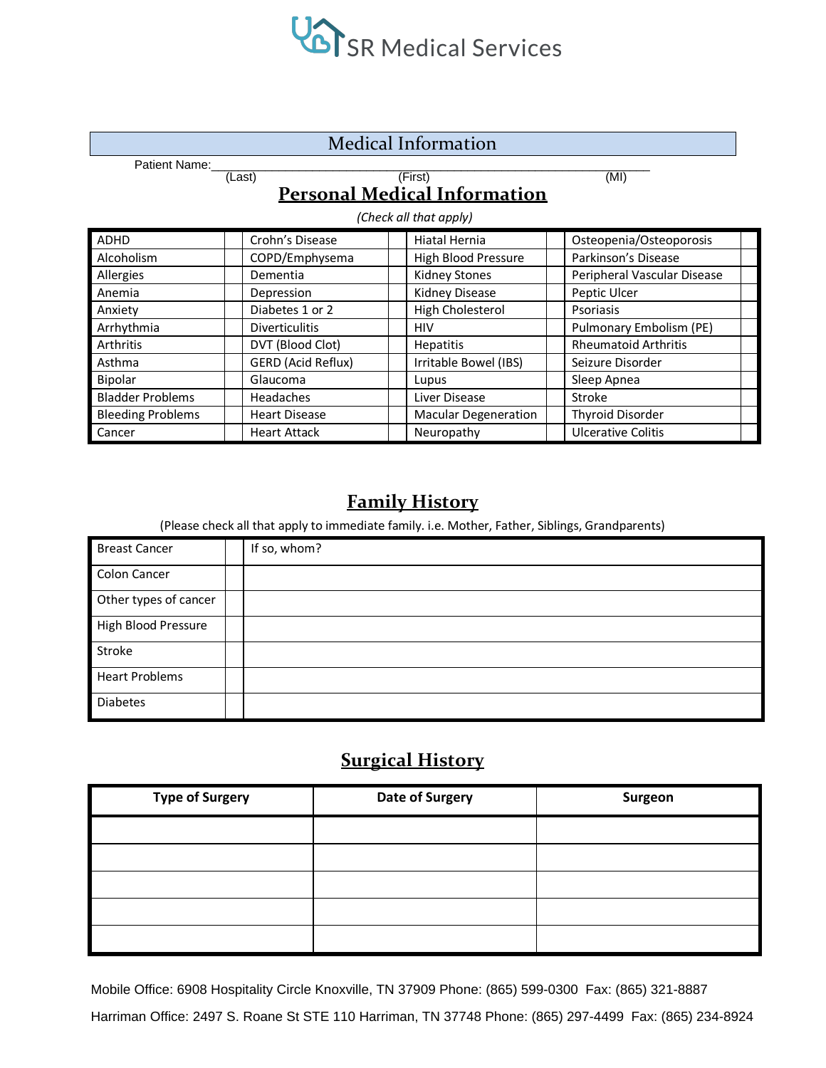SR Medical Services

## Medical Information

Patient Name:________________________________________________
(Last) (First) (MI)

## Personal Medical Information

*(Check all that apply)*

| | | | | | | | |
|---|---|---|---|---|---|---|---|
| ADHD | | Crohn's Disease | | Hiatal Hernia | | Osteopenia/Osteoporosis | |
| Alcoholism | | COPD/Emphysema | | High Blood Pressure | | Parkinson's Disease | |
| Allergies | | Dementia | | Kidney Stones | | Peripheral Vascular Disease | |
| Anemia | | Depression | | Kidney Disease | | Peptic Ulcer | |
| Anxiety | | Diabetes 1 or 2 | | High Cholesterol | | Psoriasis | |
| Arrhythmia | | Diverticulitis | | HIV | | Pulmonary Embolism (PE) | |
| Arthritis | | DVT (Blood Clot) | | Hepatitis | | Rheumatoid Arthritis | |
| Asthma | | GERD (Acid Reflux) | | Irritable Bowel (IBS) | | Seizure Disorder | |
| Bipolar | | Glaucoma | | Lupus | | Sleep Apnea | |
| Bladder Problems | | Headaches | | Liver Disease | | Stroke | |
| Bleeding Problems | | Heart Disease | | Macular Degeneration | | Thyroid Disorder | |
| Cancer | | Heart Attack | | Neuropathy | | Ulcerative Colitis | |

## Family History

(Please check all that apply to immediate family. i.e. Mother, Father, Siblings, Grandparents)

| | | |
|---|---|---|
| Breast Cancer | | If so, whom? |
| Colon Cancer | | |
| Other types of cancer | | |
| High Blood Pressure | | |
| Stroke | | |
| Heart Problems | | |
| Diabetes | | |

## Surgical History

| Type of Surgery | Date of Surgery | Surgeon |
|---|---|---|
| | | |
| | | |
| | | |
| | | |
| | | |

Mobile Office: 6908 Hospitality Circle Knoxville, TN 37909 Phone: (865) 599-0300 Fax: (865) 321-8887

Harriman Office: 2497 S. Roane St STE 110 Harriman, TN 37748 Phone: (865) 297-4499 Fax: (865) 234-8924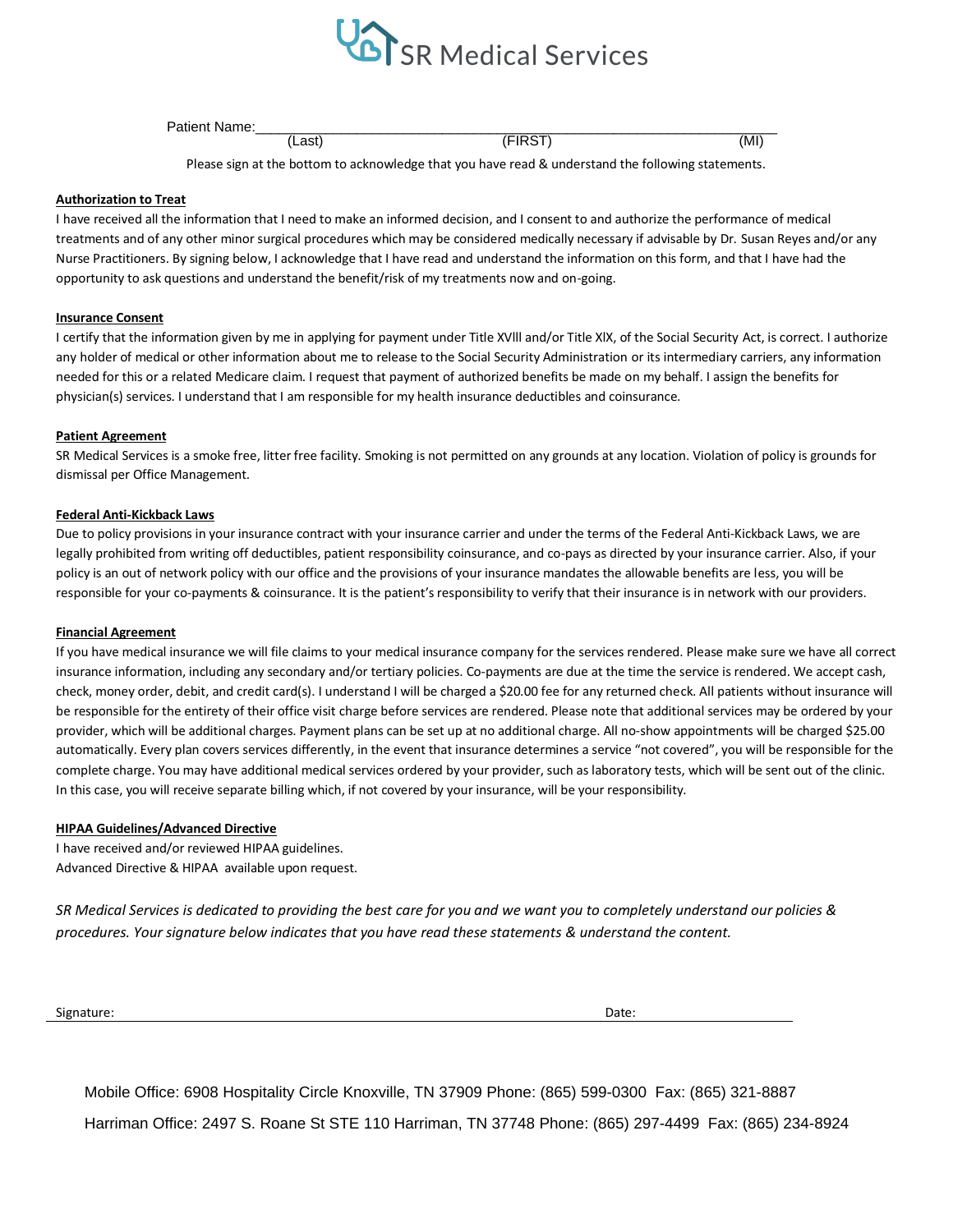# SR Medical Services

Patient Name:\_\_\_\_\_\_\_\_\_\_\_\_\_\_\_\_\_\_\_\_\_\_\_\_\_\_\_\_\_\_\_\_\_\_\_\_\_\_\_\_\_\_\_\_\_\_\_\_\_\_\_\_\_\_\_\_\_\_\_\_
(Last) (FIRST) (MI)

Please sign at the bottom to acknowledge that you have read & understand the following statements.

**Authorization to Treat**

I have received all the information that I need to make an informed decision, and I consent to and authorize the performance of medical treatments and of any other minor surgical procedures which may be considered medically necessary if advisable by Dr. Susan Reyes and/or any Nurse Practitioners. By signing below, I acknowledge that I have read and understand the information on this form, and that I have had the opportunity to ask questions and understand the benefit/risk of my treatments now and on-going.

**Insurance Consent**

I certify that the information given by me in applying for payment under Title XVlll and/or Title XlX, of the Social Security Act, is correct. I authorize any holder of medical or other information about me to release to the Social Security Administration or its intermediary carriers, any information needed for this or a related Medicare claim. I request that payment of authorized benefits be made on my behalf. I assign the benefits for physician(s) services. I understand that I am responsible for my health insurance deductibles and coinsurance.

**Patient Agreement**

SR Medical Services is a smoke free, litter free facility. Smoking is not permitted on any grounds at any location. Violation of policy is grounds for dismissal per Office Management.

**Federal Anti-Kickback Laws**

Due to policy provisions in your insurance contract with your insurance carrier and under the terms of the Federal Anti-Kickback Laws, we are legally prohibited from writing off deductibles, patient responsibility coinsurance, and co-pays as directed by your insurance carrier. Also, if your policy is an out of network policy with our office and the provisions of your insurance mandates the allowable benefits are less, you will be responsible for your co-payments & coinsurance. It is the patient's responsibility to verify that their insurance is in network with our providers.

**Financial Agreement**

If you have medical insurance we will file claims to your medical insurance company for the services rendered. Please make sure we have all correct insurance information, including any secondary and/or tertiary policies. Co-payments are due at the time the service is rendered. We accept cash, check, money order, debit, and credit card(s). I understand I will be charged a $20.00 fee for any returned check. All patients without insurance will be responsible for the entirety of their office visit charge before services are rendered. Please note that additional services may be ordered by your provider, which will be additional charges. Payment plans can be set up at no additional charge. All no-show appointments will be charged $25.00 automatically. Every plan covers services differently, in the event that insurance determines a service "not covered", you will be responsible for the complete charge. You may have additional medical services ordered by your provider, such as laboratory tests, which will be sent out of the clinic. In this case, you will receive separate billing which, if not covered by your insurance, will be your responsibility.

**HIPAA Guidelines/Advanced Directive**

I have received and/or reviewed HIPAA guidelines.
Advanced Directive & HIPAA available upon request.

*SR Medical Services is dedicated to providing the best care for you and we want you to completely understand our policies & procedures. Your signature below indicates that you have read these statements & understand the content.*

Signature: \_\_\_\_\_\_\_\_\_\_\_\_\_\_\_\_\_\_\_\_\_\_\_\_\_\_\_\_\_\_\_\_\_\_\_\_\_\_\_\_ Date: \_\_\_\_\_\_\_\_\_\_\_\_\_\_\_\_

Mobile Office: 6908 Hospitality Circle Knoxville, TN 37909 Phone: (865) 599-0300 Fax: (865) 321-8887

Harriman Office: 2497 S. Roane St STE 110 Harriman, TN 37748 Phone: (865) 297-4499 Fax: (865) 234-8924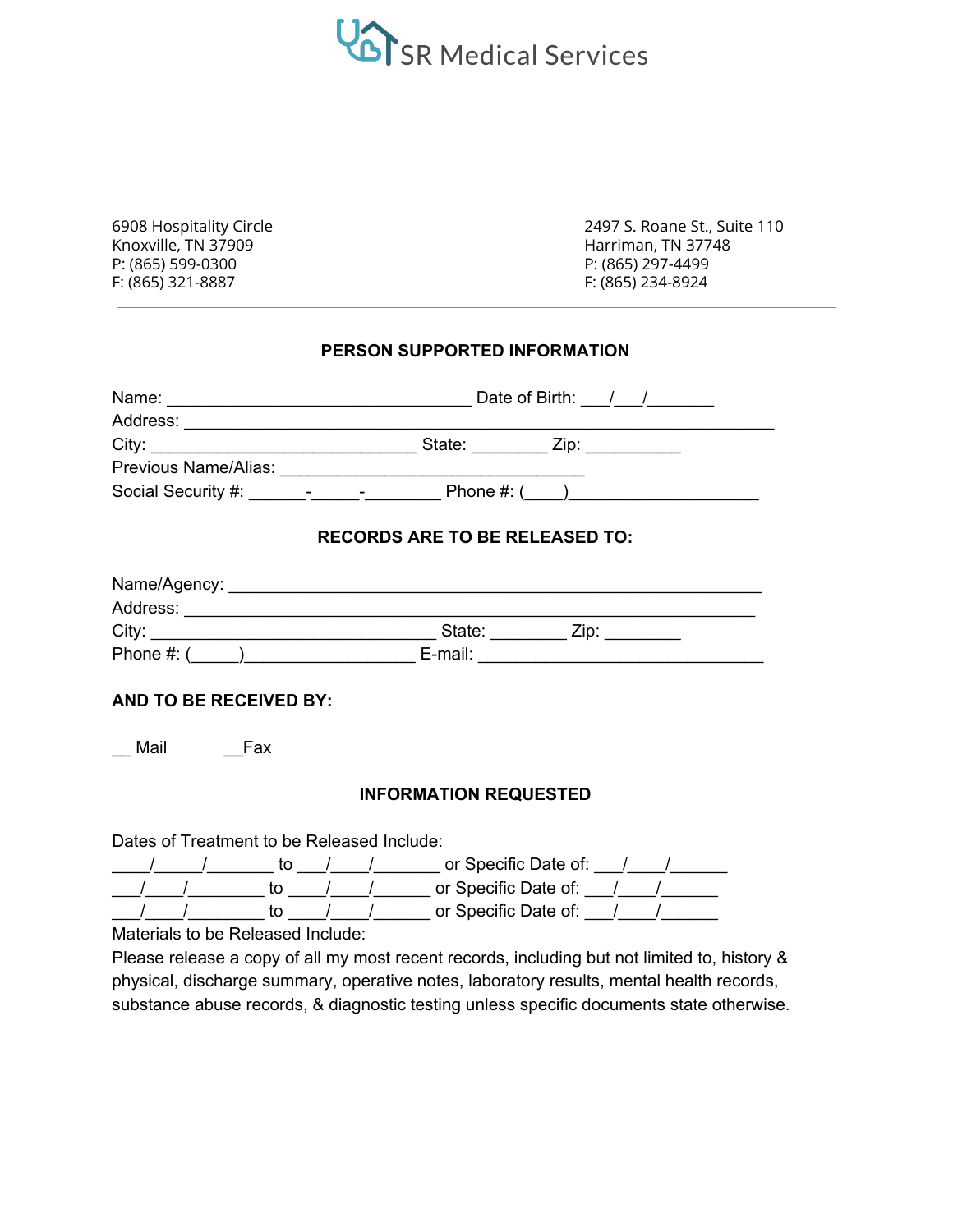SR Medical Services

6908 Hospitality Circle
Knoxville, TN 37909
P: (865) 599-0300
F: (865) 321-8887

2497 S. Roane St., Suite 110
Harriman, TN 37748
P: (865) 297-4499
F: (865) 234-8924

---

**PERSON SUPPORTED INFORMATION**

Name: ________________________________ Date of Birth: ___/___/_______
Address: ______________________________________________________________
City: ____________________________ State: ________ Zip: __________
Previous Name/Alias: ________________________________
Social Security #: ______-_____-________ Phone #: (____)___________________

**RECORDS ARE TO BE RELEASED TO:**

Name/Agency: ________________________________________________________
Address: ____________________________________________________________
City: ______________________________ State: ________ Zip: ________
Phone #: (_____)_________________ E-mail: ______________________________

**AND TO BE RECEIVED BY:**

__ Mail __Fax

**INFORMATION REQUESTED**

Dates of Treatment to be Released Include:
____/_____/_______ to ___/____/_______ or Specific Date of: ___/____/______
___/____/________ to ____/____/______ or Specific Date of: ___/____/______
___/____/________ to ____/____/______ or Specific Date of: ___/____/______
Materials to be Released Include:
Please release a copy of all my most recent records, including but not limited to, history & physical, discharge summary, operative notes, laboratory results, mental health records, substance abuse records, & diagnostic testing unless specific documents state otherwise.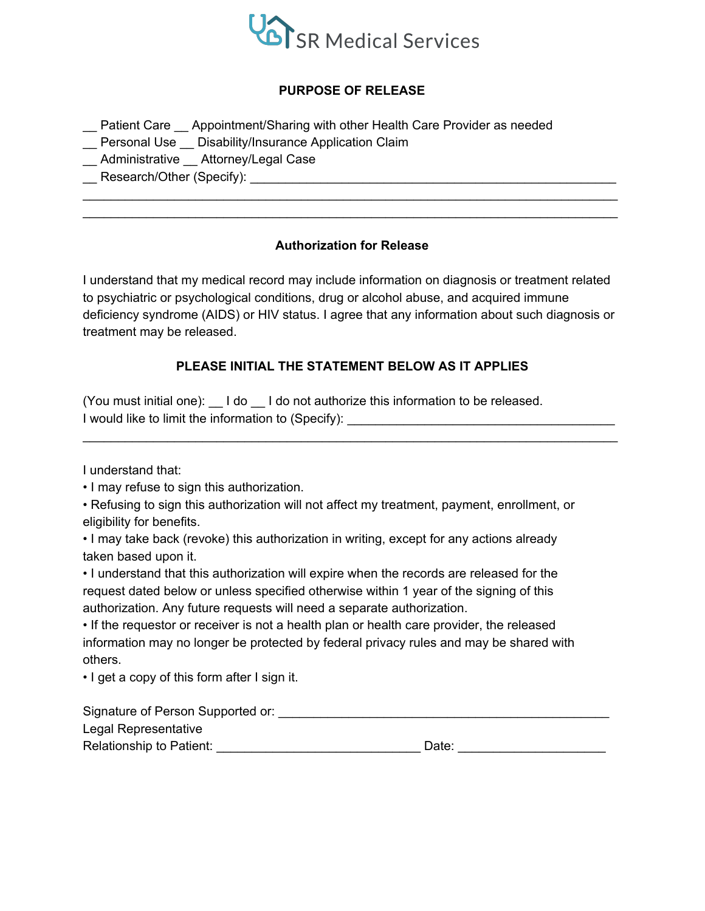SR Medical Services

**PURPOSE OF RELEASE**

__ Patient Care __ Appointment/Sharing with other Health Care Provider as needed
__ Personal Use __ Disability/Insurance Application Claim
__ Administrative __ Attorney/Legal Case
__ Research/Other (Specify): ____________________________________________________
______________________________________________________________________________
______________________________________________________________________________

**Authorization for Release**

I understand that my medical record may include information on diagnosis or treatment related to psychiatric or psychological conditions, drug or alcohol abuse, and acquired immune deficiency syndrome (AIDS) or HIV status. I agree that any information about such diagnosis or treatment may be released.

**PLEASE INITIAL THE STATEMENT BELOW AS IT APPLIES**

(You must initial one): __ I do __ I do not authorize this information to be released.
I would like to limit the information to (Specify): _______________________________________
______________________________________________________________________________

I understand that:

- I may refuse to sign this authorization.
- Refusing to sign this authorization will not affect my treatment, payment, enrollment, or eligibility for benefits.
- I may take back (revoke) this authorization in writing, except for any actions already taken based upon it.
- I understand that this authorization will expire when the records are released for the request dated below or unless specified otherwise within 1 year of the signing of this authorization. Any future requests will need a separate authorization.
- If the requestor or receiver is not a health plan or health care provider, the released information may no longer be protected by federal privacy rules and may be shared with others.
- I get a copy of this form after I sign it.

Signature of Person Supported or: ______________________________________________
Legal Representative
Relationship to Patient: _____________________________ Date: ____________________